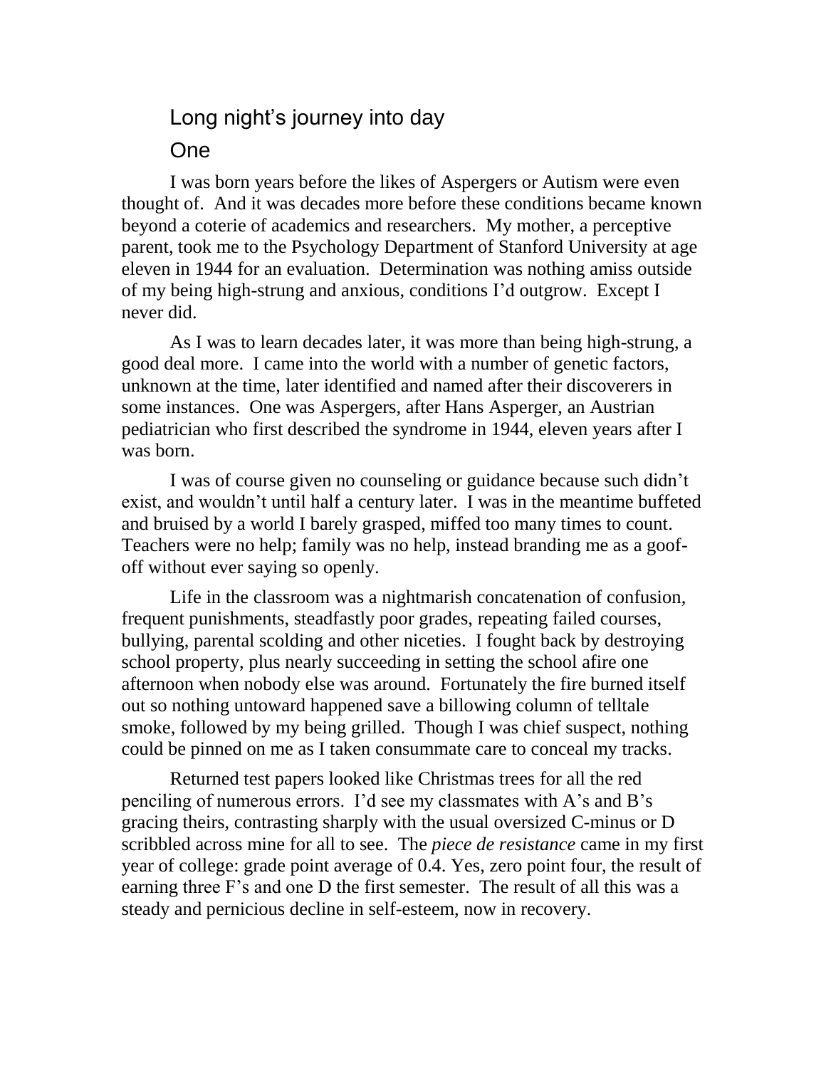# Long night's journey into day

## One

I was born years before the likes of Aspergers or Autism were even thought of. And it was decades more before these conditions became known beyond a coterie of academics and researchers. My mother, a perceptive parent, took me to the Psychology Department of Stanford University at age eleven in 1944 for an evaluation. Determination was nothing amiss outside of my being high-strung and anxious, conditions I'd outgrow. Except I never did.

As I was to learn decades later, it was more than being high-strung, a good deal more. I came into the world with a number of genetic factors, unknown at the time, later identified and named after their discoverers in some instances. One was Aspergers, after Hans Asperger, an Austrian pediatrician who first described the syndrome in 1944, eleven years after I was born.

I was of course given no counseling or guidance because such didn't exist, and wouldn't until half a century later. I was in the meantime buffeted and bruised by a world I barely grasped, miffed too many times to count. Teachers were no help; family was no help, instead branding me as a goof-off without ever saying so openly.

Life in the classroom was a nightmarish concatenation of confusion, frequent punishments, steadfastly poor grades, repeating failed courses, bullying, parental scolding and other niceties. I fought back by destroying school property, plus nearly succeeding in setting the school afire one afternoon when nobody else was around. Fortunately the fire burned itself out so nothing untoward happened save a billowing column of telltale smoke, followed by my being grilled. Though I was chief suspect, nothing could be pinned on me as I taken consummate care to conceal my tracks.

Returned test papers looked like Christmas trees for all the red penciling of numerous errors. I'd see my classmates with A's and B's gracing theirs, contrasting sharply with the usual oversized C-minus or D scribbled across mine for all to see. The *piece de resistance* came in my first year of college: grade point average of 0.4. Yes, zero point four, the result of earning three F's and one D the first semester. The result of all this was a steady and pernicious decline in self-esteem, now in recovery.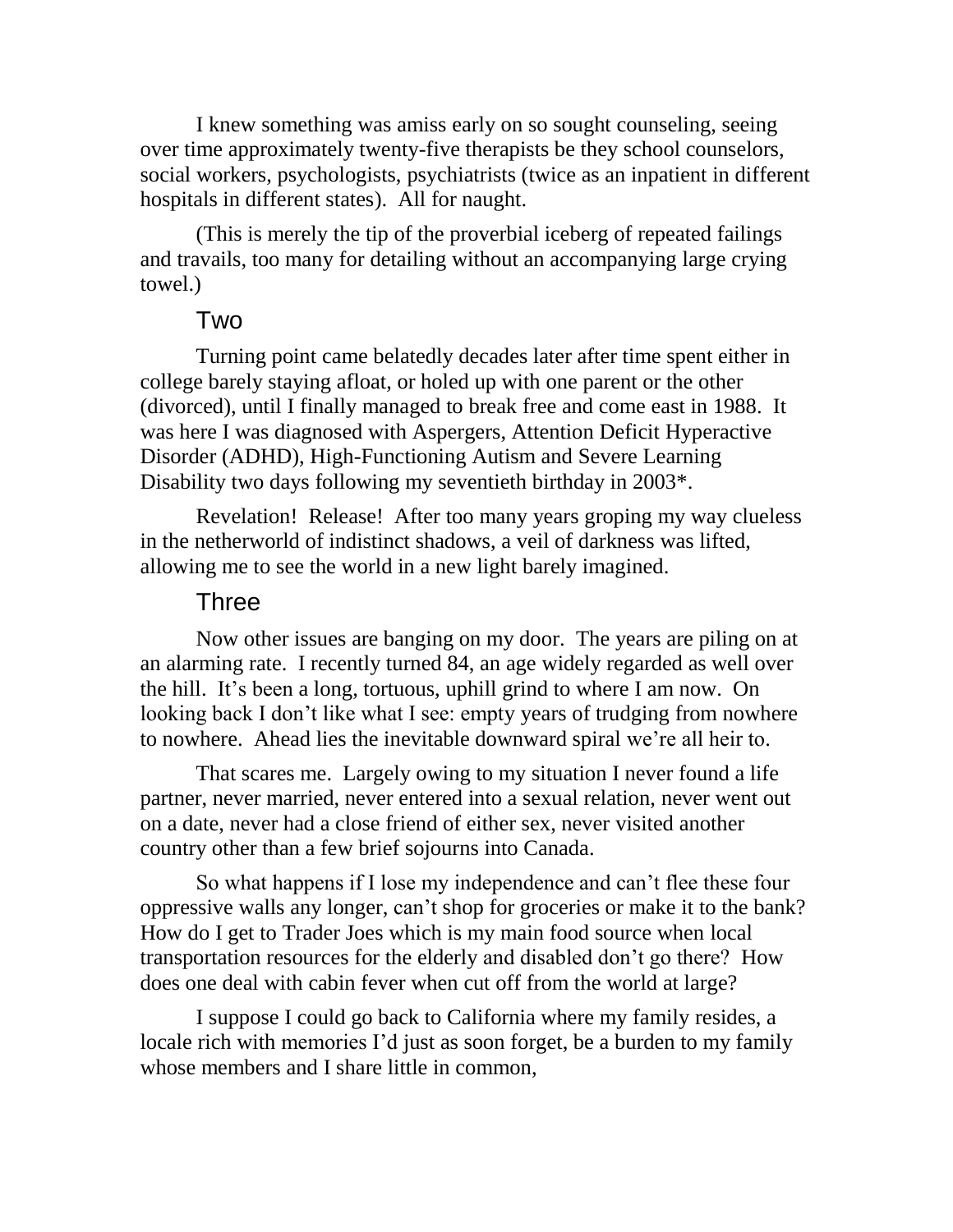I knew something was amiss early on so sought counseling, seeing over time approximately twenty-five therapists be they school counselors, social workers, psychologists, psychiatrists (twice as an inpatient in different hospitals in different states). All for naught.

(This is merely the tip of the proverbial iceberg of repeated failings and travails, too many for detailing without an accompanying large crying towel.)

## Two

Turning point came belatedly decades later after time spent either in college barely staying afloat, or holed up with one parent or the other (divorced), until I finally managed to break free and come east in 1988. It was here I was diagnosed with Aspergers, Attention Deficit Hyperactive Disorder (ADHD), High-Functioning Autism and Severe Learning Disability two days following my seventieth birthday in 2003*.

Revelation! Release! After too many years groping my way clueless in the netherworld of indistinct shadows, a veil of darkness was lifted, allowing me to see the world in a new light barely imagined.

## Three

Now other issues are banging on my door. The years are piling on at an alarming rate. I recently turned 84, an age widely regarded as well over the hill. It's been a long, tortuous, uphill grind to where I am now. On looking back I don't like what I see: empty years of trudging from nowhere to nowhere. Ahead lies the inevitable downward spiral we're all heir to.

That scares me. Largely owing to my situation I never found a life partner, never married, never entered into a sexual relation, never went out on a date, never had a close friend of either sex, never visited another country other than a few brief sojourns into Canada.

So what happens if I lose my independence and can't flee these four oppressive walls any longer, can't shop for groceries or make it to the bank? How do I get to Trader Joes which is my main food source when local transportation resources for the elderly and disabled don't go there? How does one deal with cabin fever when cut off from the world at large?

I suppose I could go back to California where my family resides, a locale rich with memories I'd just as soon forget, be a burden to my family whose members and I share little in common,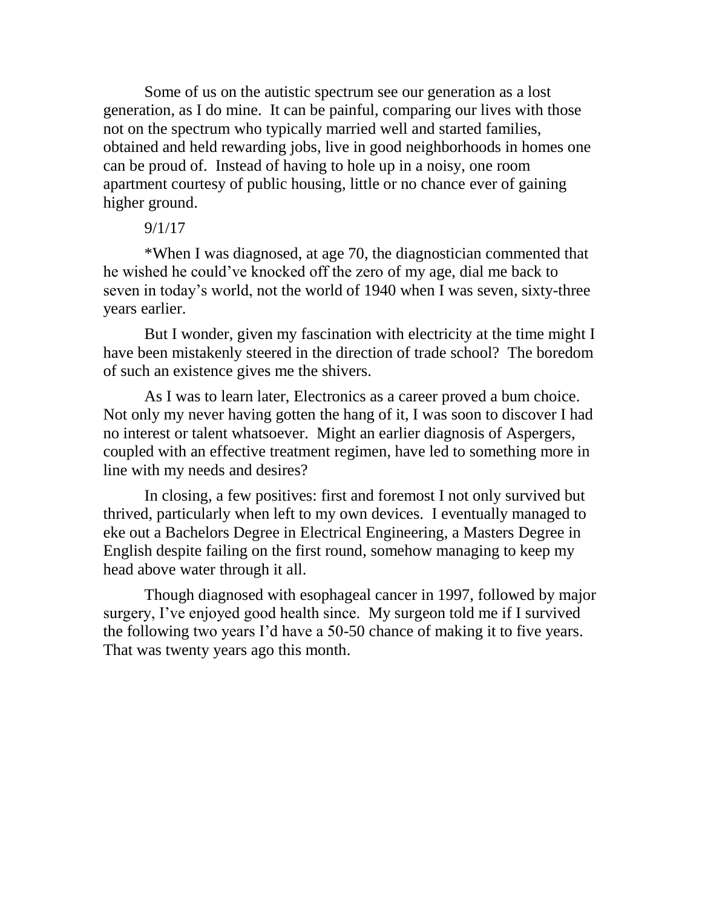Some of us on the autistic spectrum see our generation as a lost generation, as I do mine. It can be painful, comparing our lives with those not on the spectrum who typically married well and started families, obtained and held rewarding jobs, live in good neighborhoods in homes one can be proud of. Instead of having to hole up in a noisy, one room apartment courtesy of public housing, little or no chance ever of gaining higher ground.

9/1/17

*When I was diagnosed, at age 70, the diagnostician commented that he wished he could've knocked off the zero of my age, dial me back to seven in today's world, not the world of 1940 when I was seven, sixty-three years earlier.

But I wonder, given my fascination with electricity at the time might I have been mistakenly steered in the direction of trade school? The boredom of such an existence gives me the shivers.

As I was to learn later, Electronics as a career proved a bum choice. Not only my never having gotten the hang of it, I was soon to discover I had no interest or talent whatsoever. Might an earlier diagnosis of Aspergers, coupled with an effective treatment regimen, have led to something more in line with my needs and desires?

In closing, a few positives: first and foremost I not only survived but thrived, particularly when left to my own devices. I eventually managed to eke out a Bachelors Degree in Electrical Engineering, a Masters Degree in English despite failing on the first round, somehow managing to keep my head above water through it all.

Though diagnosed with esophageal cancer in 1997, followed by major surgery, I've enjoyed good health since. My surgeon told me if I survived the following two years I'd have a 50-50 chance of making it to five years. That was twenty years ago this month.